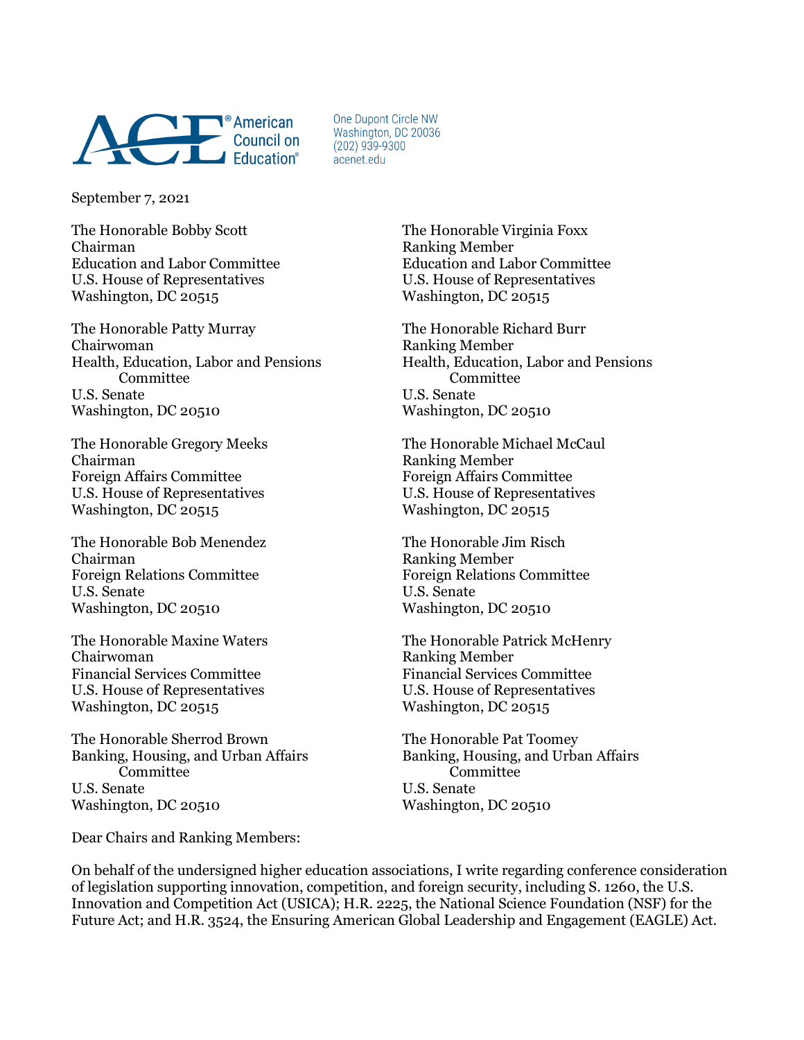American Council on Education®

One Dupont Circle NW
Washington, DC 20036
(202) 939-9300
acenet.edu

September 7, 2021

The Honorable Bobby Scott
Chairman
Education and Labor Committee
U.S. House of Representatives
Washington, DC 20515

The Honorable Virginia Foxx
Ranking Member
Education and Labor Committee
U.S. House of Representatives
Washington, DC 20515

The Honorable Patty Murray
Chairwoman
Health, Education, Labor and Pensions Committee
U.S. Senate
Washington, DC 20510

The Honorable Richard Burr
Ranking Member
Health, Education, Labor and Pensions Committee
U.S. Senate
Washington, DC 20510

The Honorable Gregory Meeks
Chairman
Foreign Affairs Committee
U.S. House of Representatives
Washington, DC 20515

The Honorable Michael McCaul
Ranking Member
Foreign Affairs Committee
U.S. House of Representatives
Washington, DC 20515

The Honorable Bob Menendez
Chairman
Foreign Relations Committee
U.S. Senate
Washington, DC 20510

The Honorable Jim Risch
Ranking Member
Foreign Relations Committee
U.S. Senate
Washington, DC 20510

The Honorable Maxine Waters
Chairwoman
Financial Services Committee
U.S. House of Representatives
Washington, DC 20515

The Honorable Patrick McHenry
Ranking Member
Financial Services Committee
U.S. House of Representatives
Washington, DC 20515

The Honorable Sherrod Brown
Banking, Housing, and Urban Affairs Committee
U.S. Senate
Washington, DC 20510

The Honorable Pat Toomey
Banking, Housing, and Urban Affairs Committee
U.S. Senate
Washington, DC 20510

Dear Chairs and Ranking Members:

On behalf of the undersigned higher education associations, I write regarding conference consideration of legislation supporting innovation, competition, and foreign security, including S. 1260, the U.S. Innovation and Competition Act (USICA); H.R. 2225, the National Science Foundation (NSF) for the Future Act; and H.R. 3524, the Ensuring American Global Leadership and Engagement (EAGLE) Act.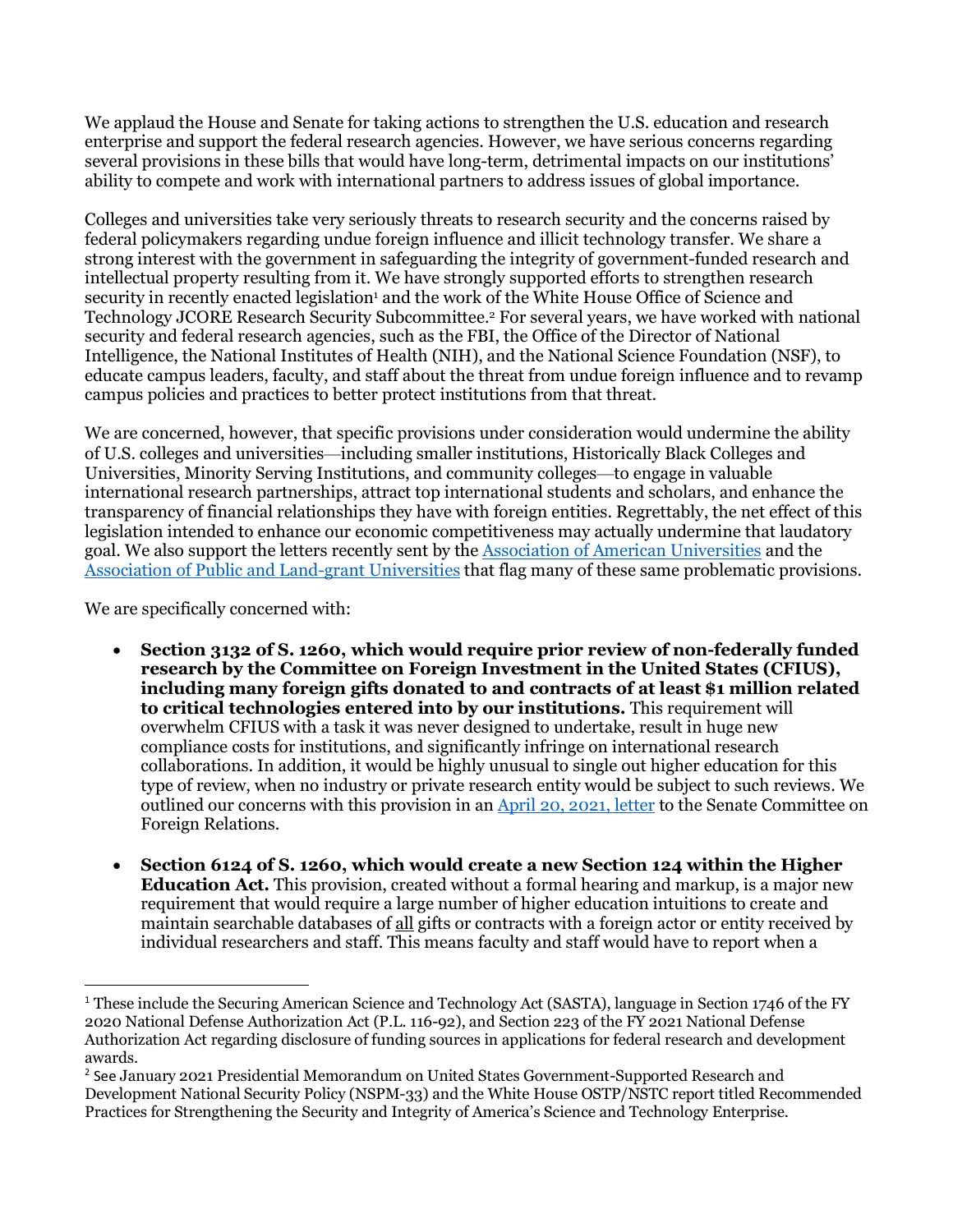We applaud the House and Senate for taking actions to strengthen the U.S. education and research enterprise and support the federal research agencies. However, we have serious concerns regarding several provisions in these bills that would have long-term, detrimental impacts on our institutions' ability to compete and work with international partners to address issues of global importance.

Colleges and universities take very seriously threats to research security and the concerns raised by federal policymakers regarding undue foreign influence and illicit technology transfer. We share a strong interest with the government in safeguarding the integrity of government-funded research and intellectual property resulting from it. We have strongly supported efforts to strengthen research security in recently enacted legislation[1] and the work of the White House Office of Science and Technology JCORE Research Security Subcommittee.[2] For several years, we have worked with national security and federal research agencies, such as the FBI, the Office of the Director of National Intelligence, the National Institutes of Health (NIH), and the National Science Foundation (NSF), to educate campus leaders, faculty, and staff about the threat from undue foreign influence and to revamp campus policies and practices to better protect institutions from that threat.

We are concerned, however, that specific provisions under consideration would undermine the ability of U.S. colleges and universities—including smaller institutions, Historically Black Colleges and Universities, Minority Serving Institutions, and community colleges—to engage in valuable international research partnerships, attract top international students and scholars, and enhance the transparency of financial relationships they have with foreign entities. Regrettably, the net effect of this legislation intended to enhance our economic competitiveness may actually undermine that laudatory goal. We also support the letters recently sent by the [Association of American Universities](#) and the [Association of Public and Land-grant Universities](#) that flag many of these same problematic provisions.

We are specifically concerned with:

- **Section 3132 of S. 1260, which would require prior review of non-federally funded research by the Committee on Foreign Investment in the United States (CFIUS), including many foreign gifts donated to and contracts of at least $1 million related to critical technologies entered into by our institutions.** This requirement will overwhelm CFIUS with a task it was never designed to undertake, result in huge new compliance costs for institutions, and significantly infringe on international research collaborations. In addition, it would be highly unusual to single out higher education for this type of review, when no industry or private research entity would be subject to such reviews. We outlined our concerns with this provision in an [April 20, 2021, letter](#) to the Senate Committee on Foreign Relations.

- **Section 6124 of S. 1260, which would create a new Section 124 within the Higher Education Act.** This provision, created without a formal hearing and markup, is a major new requirement that would require a large number of higher education intuitions to create and maintain searchable databases of <u>all</u> gifts or contracts with a foreign actor or entity received by individual researchers and staff. This means faculty and staff would have to report when a

---

[1] These include the Securing American Science and Technology Act (SASTA), language in Section 1746 of the FY 2020 National Defense Authorization Act (P.L. 116-92), and Section 223 of the FY 2021 National Defense Authorization Act regarding disclosure of funding sources in applications for federal research and development awards.

[2] See January 2021 Presidential Memorandum on United States Government-Supported Research and Development National Security Policy (NSPM-33) and the White House OSTP/NSTC report titled Recommended Practices for Strengthening the Security and Integrity of America's Science and Technology Enterprise.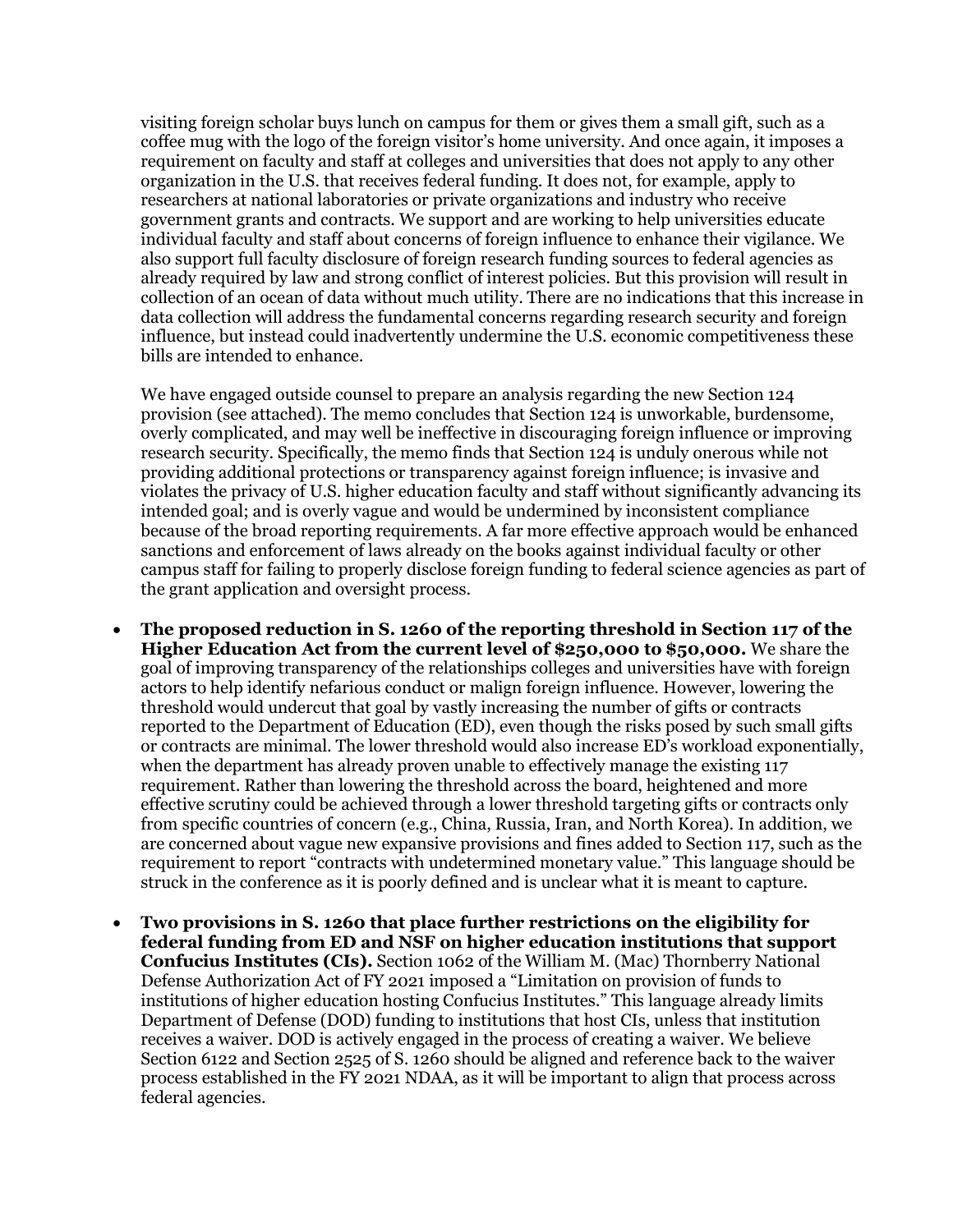visiting foreign scholar buys lunch on campus for them or gives them a small gift, such as a coffee mug with the logo of the foreign visitor's home university. And once again, it imposes a requirement on faculty and staff at colleges and universities that does not apply to any other organization in the U.S. that receives federal funding. It does not, for example, apply to researchers at national laboratories or private organizations and industry who receive government grants and contracts. We support and are working to help universities educate individual faculty and staff about concerns of foreign influence to enhance their vigilance. We also support full faculty disclosure of foreign research funding sources to federal agencies as already required by law and strong conflict of interest policies. But this provision will result in collection of an ocean of data without much utility. There are no indications that this increase in data collection will address the fundamental concerns regarding research security and foreign influence, but instead could inadvertently undermine the U.S. economic competitiveness these bills are intended to enhance.

We have engaged outside counsel to prepare an analysis regarding the new Section 124 provision (see attached). The memo concludes that Section 124 is unworkable, burdensome, overly complicated, and may well be ineffective in discouraging foreign influence or improving research security. Specifically, the memo finds that Section 124 is unduly onerous while not providing additional protections or transparency against foreign influence; is invasive and violates the privacy of U.S. higher education faculty and staff without significantly advancing its intended goal; and is overly vague and would be undermined by inconsistent compliance because of the broad reporting requirements. A far more effective approach would be enhanced sanctions and enforcement of laws already on the books against individual faculty or other campus staff for failing to properly disclose foreign funding to federal science agencies as part of the grant application and oversight process.

- **The proposed reduction in S. 1260 of the reporting threshold in Section 117 of the Higher Education Act from the current level of $250,000 to $50,000.** We share the goal of improving transparency of the relationships colleges and universities have with foreign actors to help identify nefarious conduct or malign foreign influence. However, lowering the threshold would undercut that goal by vastly increasing the number of gifts or contracts reported to the Department of Education (ED), even though the risks posed by such small gifts or contracts are minimal. The lower threshold would also increase ED's workload exponentially, when the department has already proven unable to effectively manage the existing 117 requirement. Rather than lowering the threshold across the board, heightened and more effective scrutiny could be achieved through a lower threshold targeting gifts or contracts only from specific countries of concern (e.g., China, Russia, Iran, and North Korea). In addition, we are concerned about vague new expansive provisions and fines added to Section 117, such as the requirement to report "contracts with undetermined monetary value." This language should be struck in the conference as it is poorly defined and is unclear what it is meant to capture.

- **Two provisions in S. 1260 that place further restrictions on the eligibility for federal funding from ED and NSF on higher education institutions that support Confucius Institutes (CIs).** Section 1062 of the William M. (Mac) Thornberry National Defense Authorization Act of FY 2021 imposed a "Limitation on provision of funds to institutions of higher education hosting Confucius Institutes." This language already limits Department of Defense (DOD) funding to institutions that host CIs, unless that institution receives a waiver. DOD is actively engaged in the process of creating a waiver. We believe Section 6122 and Section 2525 of S. 1260 should be aligned and reference back to the waiver process established in the FY 2021 NDAA, as it will be important to align that process across federal agencies.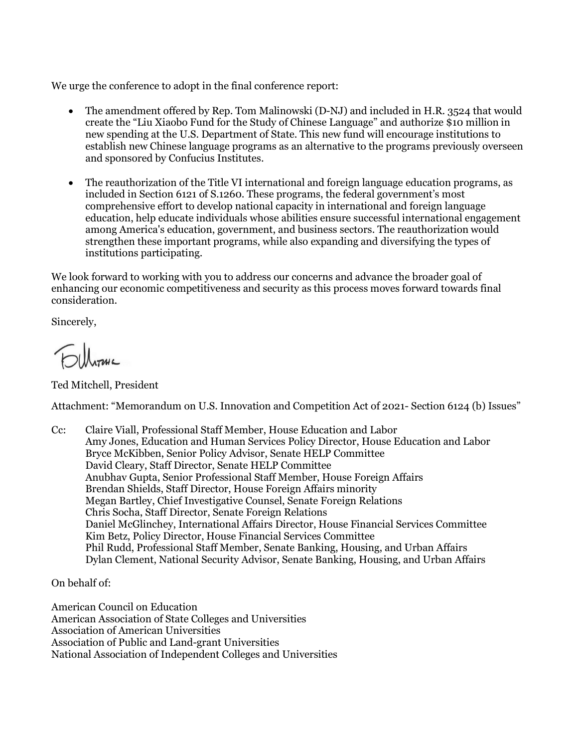We urge the conference to adopt in the final conference report:

- The amendment offered by Rep. Tom Malinowski (D-NJ) and included in H.R. 3524 that would create the "Liu Xiaobo Fund for the Study of Chinese Language" and authorize $10 million in new spending at the U.S. Department of State. This new fund will encourage institutions to establish new Chinese language programs as an alternative to the programs previously overseen and sponsored by Confucius Institutes.
- The reauthorization of the Title VI international and foreign language education programs, as included in Section 6121 of S.1260. These programs, the federal government's most comprehensive effort to develop national capacity in international and foreign language education, help educate individuals whose abilities ensure successful international engagement among America's education, government, and business sectors. The reauthorization would strengthen these important programs, while also expanding and diversifying the types of institutions participating.

We look forward to working with you to address our concerns and advance the broader goal of enhancing our economic competitiveness and security as this process moves forward towards final consideration.

Sincerely,

Ted Mitchell, President

Attachment: "Memorandum on U.S. Innovation and Competition Act of 2021- Section 6124 (b) Issues"

Cc: Claire Viall, Professional Staff Member, House Education and Labor
Amy Jones, Education and Human Services Policy Director, House Education and Labor
Bryce McKibben, Senior Policy Advisor, Senate HELP Committee
David Cleary, Staff Director, Senate HELP Committee
Anubhav Gupta, Senior Professional Staff Member, House Foreign Affairs
Brendan Shields, Staff Director, House Foreign Affairs minority
Megan Bartley, Chief Investigative Counsel, Senate Foreign Relations
Chris Socha, Staff Director, Senate Foreign Relations
Daniel McGlinchey, International Affairs Director, House Financial Services Committee
Kim Betz, Policy Director, House Financial Services Committee
Phil Rudd, Professional Staff Member, Senate Banking, Housing, and Urban Affairs
Dylan Clement, National Security Advisor, Senate Banking, Housing, and Urban Affairs

On behalf of:

American Council on Education
American Association of State Colleges and Universities
Association of American Universities
Association of Public and Land-grant Universities
National Association of Independent Colleges and Universities